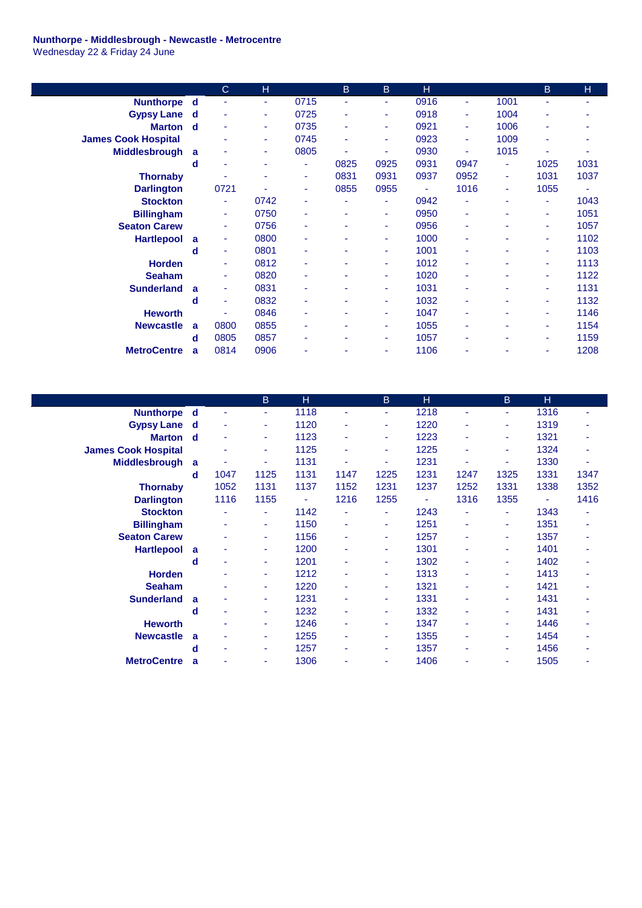**Nunthorpe - Middlesbrough - Newcastle - Metrocentre**
Wednesday 22 & Friday 24 June

| | | C | H | | B | B | H | | | B | H |
|---|---|---|---|---|---|---|---|---|---|---|---|
| **Nunthorpe** | **d** | - | - | 0715 | - | - | 0916 | - | 1001 | - | - |
| **Gypsy Lane** | **d** | - | - | 0725 | - | - | 0918 | - | 1004 | - | - |
| **Marton** | **d** | - | - | 0735 | - | - | 0921 | - | 1006 | - | - |
| **James Cook Hospital** | | - | - | 0745 | - | - | 0923 | - | 1009 | - | - |
| **Middlesbrough** | **a** | - | - | 0805 | - | - | 0930 | - | 1015 | - | - |
| | **d** | - | - | - | 0825 | 0925 | 0931 | 0947 | - | 1025 | 1031 |
| **Thornaby** | | - | - | - | 0831 | 0931 | 0937 | 0952 | - | 1031 | 1037 |
| **Darlington** | | 0721 | - | - | 0855 | 0955 | - | 1016 | - | 1055 | - |
| **Stockton** | | - | 0742 | - | - | - | 0942 | - | - | - | 1043 |
| **Billingham** | | - | 0750 | - | - | - | 0950 | - | - | - | 1051 |
| **Seaton Carew** | | - | 0756 | - | - | - | 0956 | - | - | - | 1057 |
| **Hartlepool** | **a** | - | 0800 | - | - | - | 1000 | - | - | - | 1102 |
| | **d** | - | 0801 | - | - | - | 1001 | - | - | - | 1103 |
| **Horden** | | - | 0812 | - | - | - | 1012 | - | - | - | 1113 |
| **Seaham** | | - | 0820 | - | - | - | 1020 | - | - | - | 1122 |
| **Sunderland** | **a** | - | 0831 | - | - | - | 1031 | - | - | - | 1131 |
| | **d** | - | 0832 | - | - | - | 1032 | - | - | - | 1132 |
| **Heworth** | | - | 0846 | - | - | - | 1047 | - | - | - | 1146 |
| **Newcastle** | **a** | 0800 | 0855 | - | - | - | 1055 | - | - | - | 1154 |
| | **d** | 0805 | 0857 | - | - | - | 1057 | - | - | - | 1159 |
| **MetroCentre** | **a** | 0814 | 0906 | - | - | - | 1106 | - | - | - | 1208 |

| | | | B | H | | B | H | | B | H | |
|---|---|---|---|---|---|---|---|---|---|---|---|
| **Nunthorpe** | **d** | - | - | 1118 | - | - | 1218 | - | - | 1316 | - |
| **Gypsy Lane** | **d** | - | - | 1120 | - | - | 1220 | - | - | 1319 | - |
| **Marton** | **d** | - | - | 1123 | - | - | 1223 | - | - | 1321 | - |
| **James Cook Hospital** | | - | - | 1125 | - | - | 1225 | - | - | 1324 | - |
| **Middlesbrough** | **a** | - | - | 1131 | - | - | 1231 | - | - | 1330 | - |
| | **d** | 1047 | 1125 | 1131 | 1147 | 1225 | 1231 | 1247 | 1325 | 1331 | 1347 |
| **Thornaby** | | 1052 | 1131 | 1137 | 1152 | 1231 | 1237 | 1252 | 1331 | 1338 | 1352 |
| **Darlington** | | 1116 | 1155 | - | 1216 | 1255 | - | 1316 | 1355 | - | 1416 |
| **Stockton** | | - | - | 1142 | - | - | 1243 | - | - | 1343 | - |
| **Billingham** | | - | - | 1150 | - | - | 1251 | - | - | 1351 | - |
| **Seaton Carew** | | - | - | 1156 | - | - | 1257 | - | - | 1357 | - |
| **Hartlepool** | **a** | - | - | 1200 | - | - | 1301 | - | - | 1401 | - |
| | **d** | - | - | 1201 | - | - | 1302 | - | - | 1402 | - |
| **Horden** | | - | - | 1212 | - | - | 1313 | - | - | 1413 | - |
| **Seaham** | | - | - | 1220 | - | - | 1321 | - | - | 1421 | - |
| **Sunderland** | **a** | - | - | 1231 | - | - | 1331 | - | - | 1431 | - |
| | **d** | - | - | 1232 | - | - | 1332 | - | - | 1431 | - |
| **Heworth** | | - | - | 1246 | - | - | 1347 | - | - | 1446 | - |
| **Newcastle** | **a** | - | - | 1255 | - | - | 1355 | - | - | 1454 | - |
| | **d** | - | - | 1257 | - | - | 1357 | - | - | 1456 | - |
| **MetroCentre** | **a** | - | - | 1306 | - | - | 1406 | - | - | 1505 | - |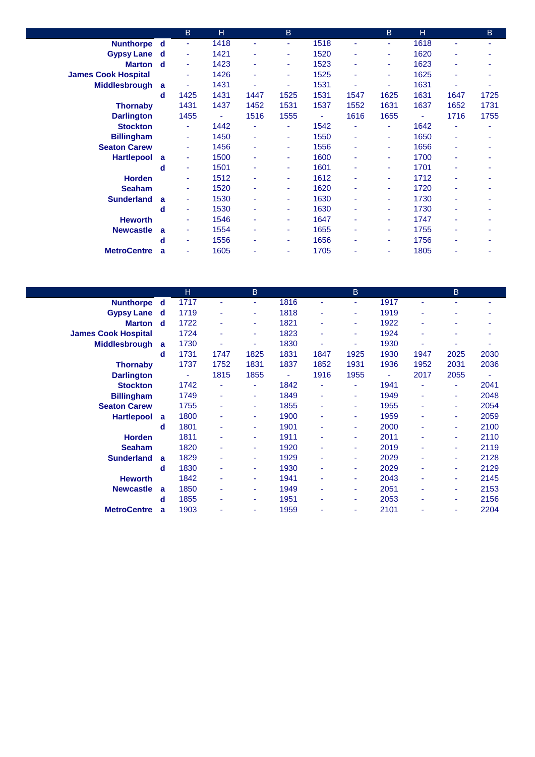| | | B | H | | B | | | B | H | | B |
|---|---|---|---|---|---|---|---|---|---|---|---|
| **Nunthorpe** | **d** | - | 1418 | - | - | 1518 | - | - | 1618 | - | - |
| **Gypsy Lane** | **d** | - | 1421 | - | - | 1520 | - | - | 1620 | - | - |
| **Marton** | **d** | - | 1423 | - | - | 1523 | - | - | 1623 | - | - |
| **James Cook Hospital** | | - | 1426 | - | - | 1525 | - | - | 1625 | - | - |
| **Middlesbrough** | **a** | - | 1431 | - | - | 1531 | - | - | 1631 | - | - |
| | **d** | 1425 | 1431 | 1447 | 1525 | 1531 | 1547 | 1625 | 1631 | 1647 | 1725 |
| **Thornaby** | | 1431 | 1437 | 1452 | 1531 | 1537 | 1552 | 1631 | 1637 | 1652 | 1731 |
| **Darlington** | | 1455 | - | 1516 | 1555 | - | 1616 | 1655 | - | 1716 | 1755 |
| **Stockton** | | - | 1442 | - | - | 1542 | - | - | 1642 | - | - |
| **Billingham** | | - | 1450 | - | - | 1550 | - | - | 1650 | - | - |
| **Seaton Carew** | | - | 1456 | - | - | 1556 | - | - | 1656 | - | - |
| **Hartlepool** | **a** | - | 1500 | - | - | 1600 | - | - | 1700 | - | - |
| | **d** | - | 1501 | - | - | 1601 | - | - | 1701 | - | - |
| **Horden** | | - | 1512 | - | - | 1612 | - | - | 1712 | - | - |
| **Seaham** | | - | 1520 | - | - | 1620 | - | - | 1720 | - | - |
| **Sunderland** | **a** | - | 1530 | - | - | 1630 | - | - | 1730 | - | - |
| | **d** | - | 1530 | - | - | 1630 | - | - | 1730 | - | - |
| **Heworth** | | - | 1546 | - | - | 1647 | - | - | 1747 | - | - |
| **Newcastle** | **a** | - | 1554 | - | - | 1655 | - | - | 1755 | - | - |
| | **d** | - | 1556 | - | - | 1656 | - | - | 1756 | - | - |
| **MetroCentre** | **a** | - | 1605 | - | - | 1705 | - | - | 1805 | - | - |

| | | H | | B | | | B | | | B | |
|---|---|---|---|---|---|---|---|---|---|---|---|
| **Nunthorpe** | **d** | 1717 | - | - | 1816 | - | - | 1917 | - | - | - |
| **Gypsy Lane** | **d** | 1719 | - | - | 1818 | - | - | 1919 | - | - | - |
| **Marton** | **d** | 1722 | - | - | 1821 | - | - | 1922 | - | - | - |
| **James Cook Hospital** | | 1724 | - | - | 1823 | - | - | 1924 | - | - | - |
| **Middlesbrough** | **a** | 1730 | - | - | 1830 | - | - | 1930 | - | - | - |
| | **d** | 1731 | 1747 | 1825 | 1831 | 1847 | 1925 | 1930 | 1947 | 2025 | 2030 |
| **Thornaby** | | 1737 | 1752 | 1831 | 1837 | 1852 | 1931 | 1936 | 1952 | 2031 | 2036 |
| **Darlington** | | - | 1815 | 1855 | - | 1916 | 1955 | - | 2017 | 2055 | - |
| **Stockton** | | 1742 | - | - | 1842 | - | - | 1941 | - | - | 2041 |
| **Billingham** | | 1749 | - | - | 1849 | - | - | 1949 | - | - | 2048 |
| **Seaton Carew** | | 1755 | - | - | 1855 | - | - | 1955 | - | - | 2054 |
| **Hartlepool** | **a** | 1800 | - | - | 1900 | - | - | 1959 | - | - | 2059 |
| | **d** | 1801 | - | - | 1901 | - | - | 2000 | - | - | 2100 |
| **Horden** | | 1811 | - | - | 1911 | - | - | 2011 | - | - | 2110 |
| **Seaham** | | 1820 | - | - | 1920 | - | - | 2019 | - | - | 2119 |
| **Sunderland** | **a** | 1829 | - | - | 1929 | - | - | 2029 | - | - | 2128 |
| | **d** | 1830 | - | - | 1930 | - | - | 2029 | - | - | 2129 |
| **Heworth** | | 1842 | - | - | 1941 | - | - | 2043 | - | - | 2145 |
| **Newcastle** | **a** | 1850 | - | - | 1949 | - | - | 2051 | - | - | 2153 |
| | **d** | 1855 | - | - | 1951 | - | - | 2053 | - | - | 2156 |
| **MetroCentre** | **a** | 1903 | - | - | 1959 | - | - | 2101 | - | - | 2204 |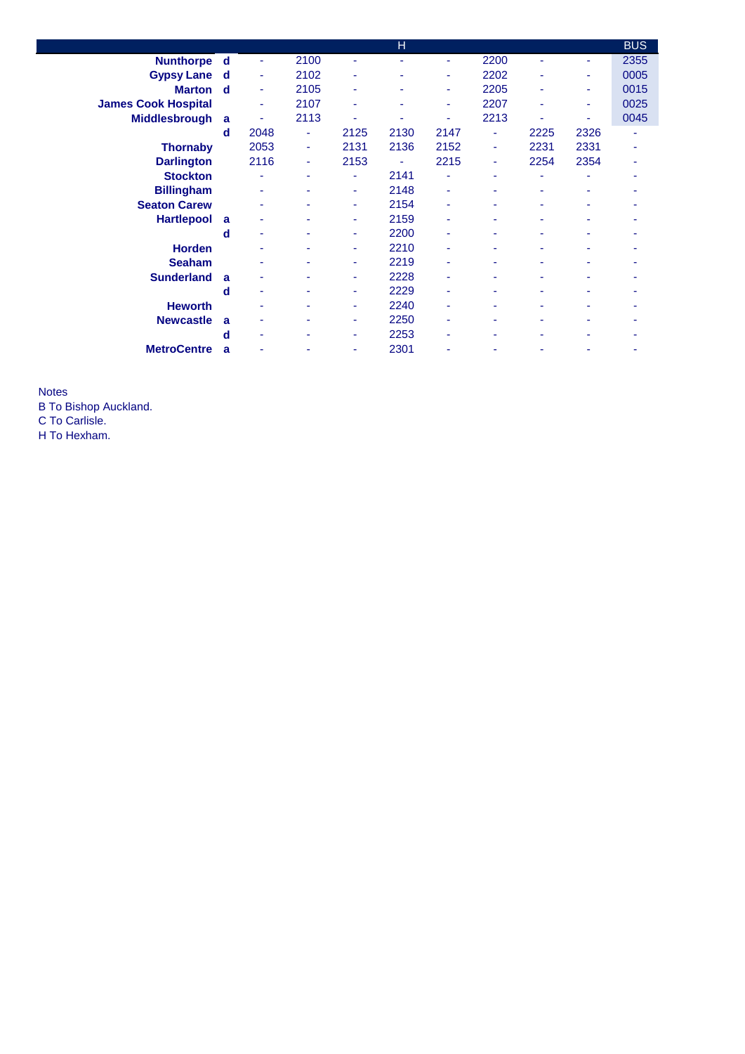| | | | | | H | | | | | BUS |
|---|---|---|---|---|---|---|---|---|---|---|
| **Nunthorpe** | **d** | - | 2100 | - | - | - | 2200 | - | - | 2355 |
| **Gypsy Lane** | **d** | - | 2102 | - | - | - | 2202 | - | - | 0005 |
| **Marton** | **d** | - | 2105 | - | - | - | 2205 | - | - | 0015 |
| **James Cook Hospital** | | - | 2107 | - | - | - | 2207 | - | - | 0025 |
| **Middlesbrough** | **a** | - | 2113 | - | - | - | 2213 | - | - | 0045 |
| | **d** | 2048 | - | 2125 | 2130 | 2147 | - | 2225 | 2326 | - |
| **Thornaby** | | 2053 | - | 2131 | 2136 | 2152 | - | 2231 | 2331 | - |
| **Darlington** | | 2116 | - | 2153 | - | 2215 | - | 2254 | 2354 | - |
| **Stockton** | | - | - | - | 2141 | - | - | - | - | - |
| **Billingham** | | - | - | - | 2148 | - | - | - | - | - |
| **Seaton Carew** | | - | - | - | 2154 | - | - | - | - | - |
| **Hartlepool** | **a** | - | - | - | 2159 | - | - | - | - | - |
| | **d** | - | - | - | 2200 | - | - | - | - | - |
| **Horden** | | - | - | - | 2210 | - | - | - | - | - |
| **Seaham** | | - | - | - | 2219 | - | - | - | - | - |
| **Sunderland** | **a** | - | - | - | 2228 | - | - | - | - | - |
| | **d** | - | - | - | 2229 | - | - | - | - | - |
| **Heworth** | | - | - | - | 2240 | - | - | - | - | - |
| **Newcastle** | **a** | - | - | - | 2250 | - | - | - | - | - |
| | **d** | - | - | - | 2253 | - | - | - | - | - |
| **MetroCentre** | **a** | - | - | - | 2301 | - | - | - | - | - |

Notes
B To Bishop Auckland.
C To Carlisle.
H To Hexham.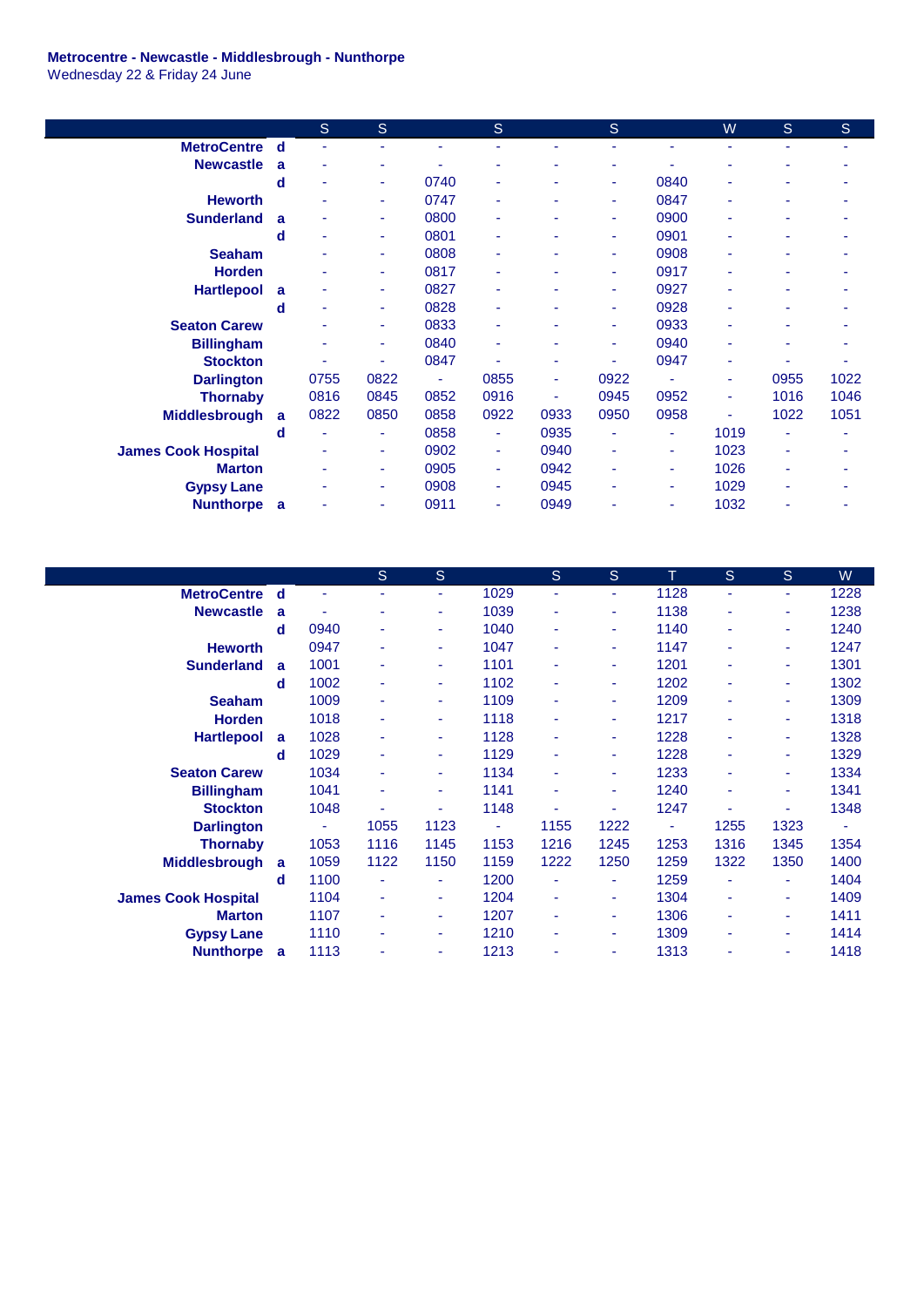**Metrocentre - Newcastle - Middlesbrough - Nunthorpe**
Wednesday 22 & Friday 24 June

| | | S | S | | S | | S | | W | S | S |
|---|---|---|---|---|---|---|---|---|---|---|---|
| **MetroCentre** | **d** | - | - | - | - | - | - | - | - | - | - |
| **Newcastle** | **a** | - | - | - | - | - | - | - | - | - | - |
| | **d** | - | - | 0740 | - | - | - | 0840 | - | - | - |
| **Heworth** | | - | - | 0747 | - | - | - | 0847 | - | - | - |
| **Sunderland** | **a** | - | - | 0800 | - | - | - | 0900 | - | - | - |
| | **d** | - | - | 0801 | - | - | - | 0901 | - | - | - |
| **Seaham** | | - | - | 0808 | - | - | - | 0908 | - | - | - |
| **Horden** | | - | - | 0817 | - | - | - | 0917 | - | - | - |
| **Hartlepool** | **a** | - | - | 0827 | - | - | - | 0927 | - | - | - |
| | **d** | - | - | 0828 | - | - | - | 0928 | - | - | - |
| **Seaton Carew** | | - | - | 0833 | - | - | - | 0933 | - | - | - |
| **Billingham** | | - | - | 0840 | - | - | - | 0940 | - | - | - |
| **Stockton** | | - | - | 0847 | - | - | - | 0947 | - | - | - |
| **Darlington** | | 0755 | 0822 | - | 0855 | - | 0922 | - | - | 0955 | 1022 |
| **Thornaby** | | 0816 | 0845 | 0852 | 0916 | - | 0945 | 0952 | - | 1016 | 1046 |
| **Middlesbrough** | **a** | 0822 | 0850 | 0858 | 0922 | 0933 | 0950 | 0958 | - | 1022 | 1051 |
| | **d** | - | - | 0858 | - | 0935 | - | - | 1019 | - | - |
| **James Cook Hospital** | | - | - | 0902 | - | 0940 | - | - | 1023 | - | - |
| **Marton** | | - | - | 0905 | - | 0942 | - | - | 1026 | - | - |
| **Gypsy Lane** | | - | - | 0908 | - | 0945 | - | - | 1029 | - | - |
| **Nunthorpe** | **a** | - | - | 0911 | - | 0949 | - | - | 1032 | - | - |

| | | | S | S | | S | S | T | S | S | W |
|---|---|---|---|---|---|---|---|---|---|---|---|
| **MetroCentre** | **d** | - | - | - | 1029 | - | - | 1128 | - | - | 1228 |
| **Newcastle** | **a** | - | - | - | 1039 | - | - | 1138 | - | - | 1238 |
| | **d** | 0940 | - | - | 1040 | - | - | 1140 | - | - | 1240 |
| **Heworth** | | 0947 | - | - | 1047 | - | - | 1147 | - | - | 1247 |
| **Sunderland** | **a** | 1001 | - | - | 1101 | - | - | 1201 | - | - | 1301 |
| | **d** | 1002 | - | - | 1102 | - | - | 1202 | - | - | 1302 |
| **Seaham** | | 1009 | - | - | 1109 | - | - | 1209 | - | - | 1309 |
| **Horden** | | 1018 | - | - | 1118 | - | - | 1217 | - | - | 1318 |
| **Hartlepool** | **a** | 1028 | - | - | 1128 | - | - | 1228 | - | - | 1328 |
| | **d** | 1029 | - | - | 1129 | - | - | 1228 | - | - | 1329 |
| **Seaton Carew** | | 1034 | - | - | 1134 | - | - | 1233 | - | - | 1334 |
| **Billingham** | | 1041 | - | - | 1141 | - | - | 1240 | - | - | 1341 |
| **Stockton** | | 1048 | - | - | 1148 | - | - | 1247 | - | - | 1348 |
| **Darlington** | | - | 1055 | 1123 | - | 1155 | 1222 | - | 1255 | 1323 | - |
| **Thornaby** | | 1053 | 1116 | 1145 | 1153 | 1216 | 1245 | 1253 | 1316 | 1345 | 1354 |
| **Middlesbrough** | **a** | 1059 | 1122 | 1150 | 1159 | 1222 | 1250 | 1259 | 1322 | 1350 | 1400 |
| | **d** | 1100 | - | - | 1200 | - | - | 1259 | - | - | 1404 |
| **James Cook Hospital** | | 1104 | - | - | 1204 | - | - | 1304 | - | - | 1409 |
| **Marton** | | 1107 | - | - | 1207 | - | - | 1306 | - | - | 1411 |
| **Gypsy Lane** | | 1110 | - | - | 1210 | - | - | 1309 | - | - | 1414 |
| **Nunthorpe** | **a** | 1113 | - | - | 1213 | - | - | 1313 | - | - | 1418 |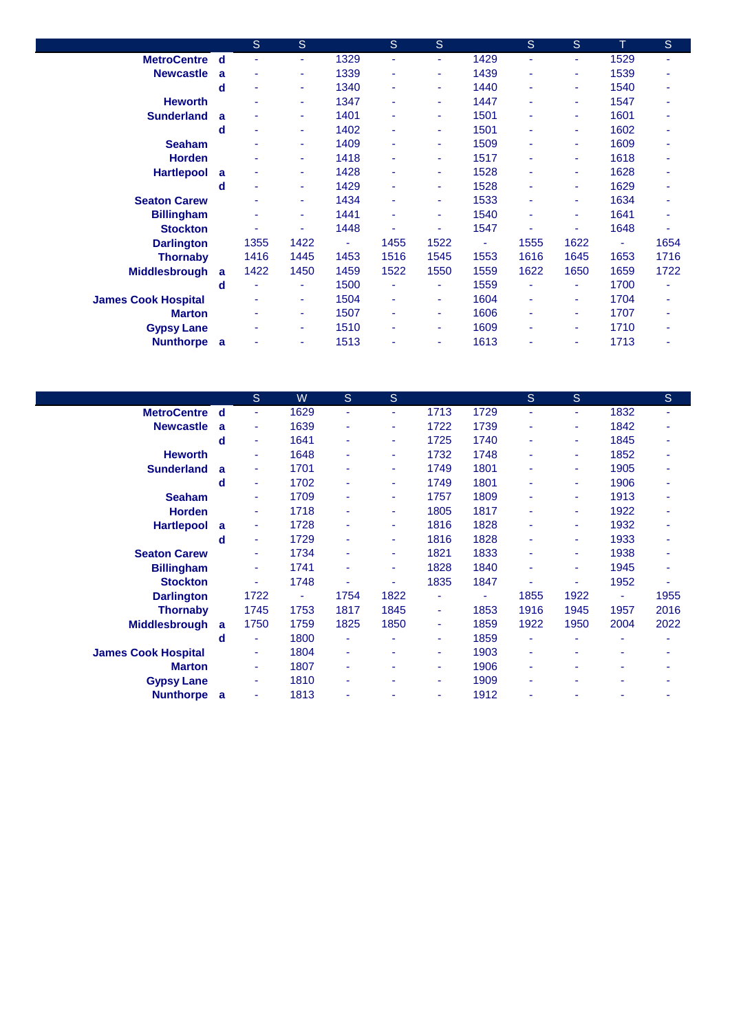| | | S | S | | S | S | | S | S | T | S |
|---|---|---|---|---|---|---|---|---|---|---|---|
| MetroCentre | d | - | - | 1329 | - | - | 1429 | - | - | 1529 | - |
| Newcastle | a | - | - | 1339 | - | - | 1439 | - | - | 1539 | - |
| | d | - | - | 1340 | - | - | 1440 | - | - | 1540 | - |
| Heworth | | - | - | 1347 | - | - | 1447 | - | - | 1547 | - |
| Sunderland | a | - | - | 1401 | - | - | 1501 | - | - | 1601 | - |
| | d | - | - | 1402 | - | - | 1501 | - | - | 1602 | - |
| Seaham | | - | - | 1409 | - | - | 1509 | - | - | 1609 | - |
| Horden | | - | - | 1418 | - | - | 1517 | - | - | 1618 | - |
| Hartlepool | a | - | - | 1428 | - | - | 1528 | - | - | 1628 | - |
| | d | - | - | 1429 | - | - | 1528 | - | - | 1629 | - |
| Seaton Carew | | - | - | 1434 | - | - | 1533 | - | - | 1634 | - |
| Billingham | | - | - | 1441 | - | - | 1540 | - | - | 1641 | - |
| Stockton | | - | - | 1448 | - | - | 1547 | - | - | 1648 | - |
| Darlington | | 1355 | 1422 | - | 1455 | 1522 | - | 1555 | 1622 | - | 1654 |
| Thornaby | | 1416 | 1445 | 1453 | 1516 | 1545 | 1553 | 1616 | 1645 | 1653 | 1716 |
| Middlesbrough | a | 1422 | 1450 | 1459 | 1522 | 1550 | 1559 | 1622 | 1650 | 1659 | 1722 |
| | d | - | - | 1500 | - | - | 1559 | - | - | 1700 | - |
| James Cook Hospital | | - | - | 1504 | - | - | 1604 | - | - | 1704 | - |
| Marton | | - | - | 1507 | - | - | 1606 | - | - | 1707 | - |
| Gypsy Lane | | - | - | 1510 | - | - | 1609 | - | - | 1710 | - |
| Nunthorpe | a | - | - | 1513 | - | - | 1613 | - | - | 1713 | - |

| | | S | W | S | S | | | S | S | | S |
|---|---|---|---|---|---|---|---|---|---|---|---|
| MetroCentre | d | - | 1629 | - | - | 1713 | 1729 | - | - | 1832 | - |
| Newcastle | a | - | 1639 | - | - | 1722 | 1739 | - | - | 1842 | - |
| | d | - | 1641 | - | - | 1725 | 1740 | - | - | 1845 | - |
| Heworth | | - | 1648 | - | - | 1732 | 1748 | - | - | 1852 | - |
| Sunderland | a | - | 1701 | - | - | 1749 | 1801 | - | - | 1905 | - |
| | d | - | 1702 | - | - | 1749 | 1801 | - | - | 1906 | - |
| Seaham | | - | 1709 | - | - | 1757 | 1809 | - | - | 1913 | - |
| Horden | | - | 1718 | - | - | 1805 | 1817 | - | - | 1922 | - |
| Hartlepool | a | - | 1728 | - | - | 1816 | 1828 | - | - | 1932 | - |
| | d | - | 1729 | - | - | 1816 | 1828 | - | - | 1933 | - |
| Seaton Carew | | - | 1734 | - | - | 1821 | 1833 | - | - | 1938 | - |
| Billingham | | - | 1741 | - | - | 1828 | 1840 | - | - | 1945 | - |
| Stockton | | - | 1748 | - | - | 1835 | 1847 | - | - | 1952 | - |
| Darlington | | 1722 | - | 1754 | 1822 | - | - | 1855 | 1922 | - | 1955 |
| Thornaby | | 1745 | 1753 | 1817 | 1845 | - | 1853 | 1916 | 1945 | 1957 | 2016 |
| Middlesbrough | a | 1750 | 1759 | 1825 | 1850 | - | 1859 | 1922 | 1950 | 2004 | 2022 |
| | d | - | 1800 | - | - | - | 1859 | - | - | - | - |
| James Cook Hospital | | - | 1804 | - | - | - | 1903 | - | - | - | - |
| Marton | | - | 1807 | - | - | - | 1906 | - | - | - | - |
| Gypsy Lane | | - | 1810 | - | - | - | 1909 | - | - | - | - |
| Nunthorpe | a | - | 1813 | - | - | - | 1912 | - | - | - | - |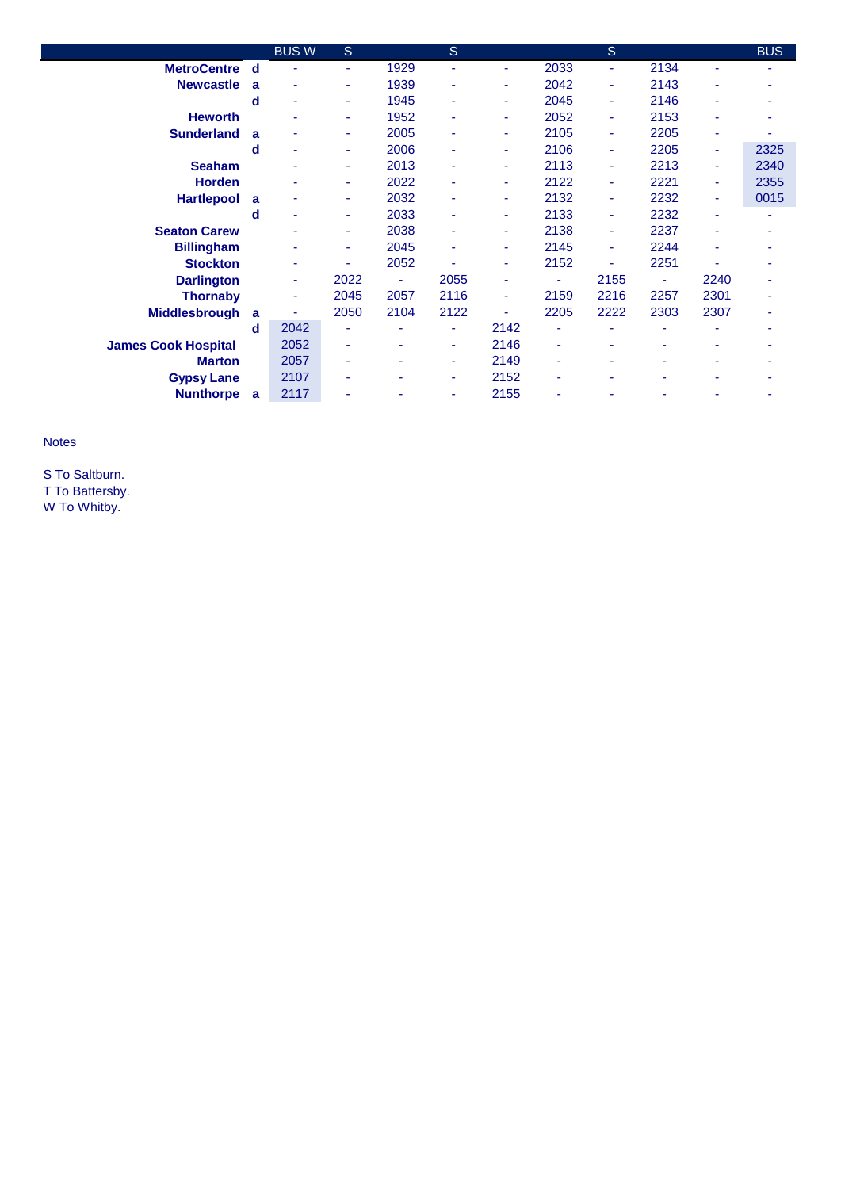| | | BUS W | S | | S | | | S | | | BUS |
|---|---|---|---|---|---|---|---|---|---|---|---|
| **MetroCentre** | **d** | - | - | 1929 | - | - | 2033 | - | 2134 | - | - |
| **Newcastle** | **a** | - | - | 1939 | - | - | 2042 | - | 2143 | - | - |
| | **d** | - | - | 1945 | - | - | 2045 | - | 2146 | - | - |
| **Heworth** | | - | - | 1952 | - | - | 2052 | - | 2153 | - | - |
| **Sunderland** | **a** | - | - | 2005 | - | - | 2105 | - | 2205 | - | - |
| | **d** | - | - | 2006 | - | - | 2106 | - | 2205 | - | 2325 |
| **Seaham** | | - | - | 2013 | - | - | 2113 | - | 2213 | - | 2340 |
| **Horden** | | - | - | 2022 | - | - | 2122 | - | 2221 | - | 2355 |
| **Hartlepool** | **a** | - | - | 2032 | - | - | 2132 | - | 2232 | - | 0015 |
| | **d** | - | - | 2033 | - | - | 2133 | - | 2232 | - | - |
| **Seaton Carew** | | - | - | 2038 | - | - | 2138 | - | 2237 | - | - |
| **Billingham** | | - | - | 2045 | - | - | 2145 | - | 2244 | - | - |
| **Stockton** | | - | - | 2052 | - | - | 2152 | - | 2251 | - | - |
| **Darlington** | | - | 2022 | - | 2055 | - | - | 2155 | - | 2240 | - |
| **Thornaby** | | - | 2045 | 2057 | 2116 | - | 2159 | 2216 | 2257 | 2301 | - |
| **Middlesbrough** | **a** | - | 2050 | 2104 | 2122 | - | 2205 | 2222 | 2303 | 2307 | - |
| | **d** | 2042 | - | - | - | 2142 | - | - | - | - | - |
| **James Cook Hospital** | | 2052 | - | - | - | 2146 | - | - | - | - | - |
| **Marton** | | 2057 | - | - | - | 2149 | - | - | - | - | - |
| **Gypsy Lane** | | 2107 | - | - | - | 2152 | - | - | - | - | - |
| **Nunthorpe** | **a** | 2117 | - | - | - | 2155 | - | - | - | - | - |

Notes

S To Saltburn.
T To Battersby.
W To Whitby.